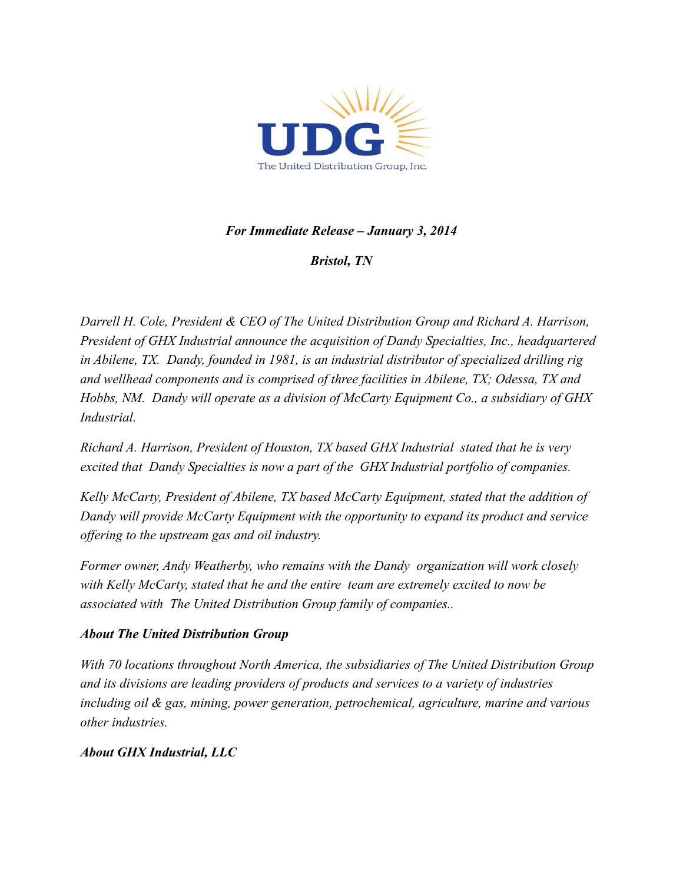UDG

The United Distribution Group, Inc.

***For Immediate Release – January 3, 2014***

***Bristol, TN***

*Darrell H. Cole, President & CEO of The United Distribution Group and Richard A. Harrison, President of GHX Industrial announce the acquisition of Dandy Specialties, Inc., headquartered in Abilene, TX. Dandy, founded in 1981, is an industrial distributor of specialized drilling rig and wellhead components and is comprised of three facilities in Abilene, TX; Odessa, TX and Hobbs, NM. Dandy will operate as a division of McCarty Equipment Co., a subsidiary of GHX Industrial.*

*Richard A. Harrison, President of Houston, TX based GHX Industrial stated that he is very excited that Dandy Specialties is now a part of the GHX Industrial portfolio of companies.*

*Kelly McCarty, President of Abilene, TX based McCarty Equipment, stated that the addition of Dandy will provide McCarty Equipment with the opportunity to expand its product and service offering to the upstream gas and oil industry.*

*Former owner, Andy Weatherby, who remains with the Dandy organization will work closely with Kelly McCarty, stated that he and the entire team are extremely excited to now be associated with The United Distribution Group family of companies..*

### *About The United Distribution Group*

*With 70 locations throughout North America, the subsidiaries of The United Distribution Group and its divisions are leading providers of products and services to a variety of industries including oil & gas, mining, power generation, petrochemical, agriculture, marine and various other industries.*

### *About GHX Industrial, LLC*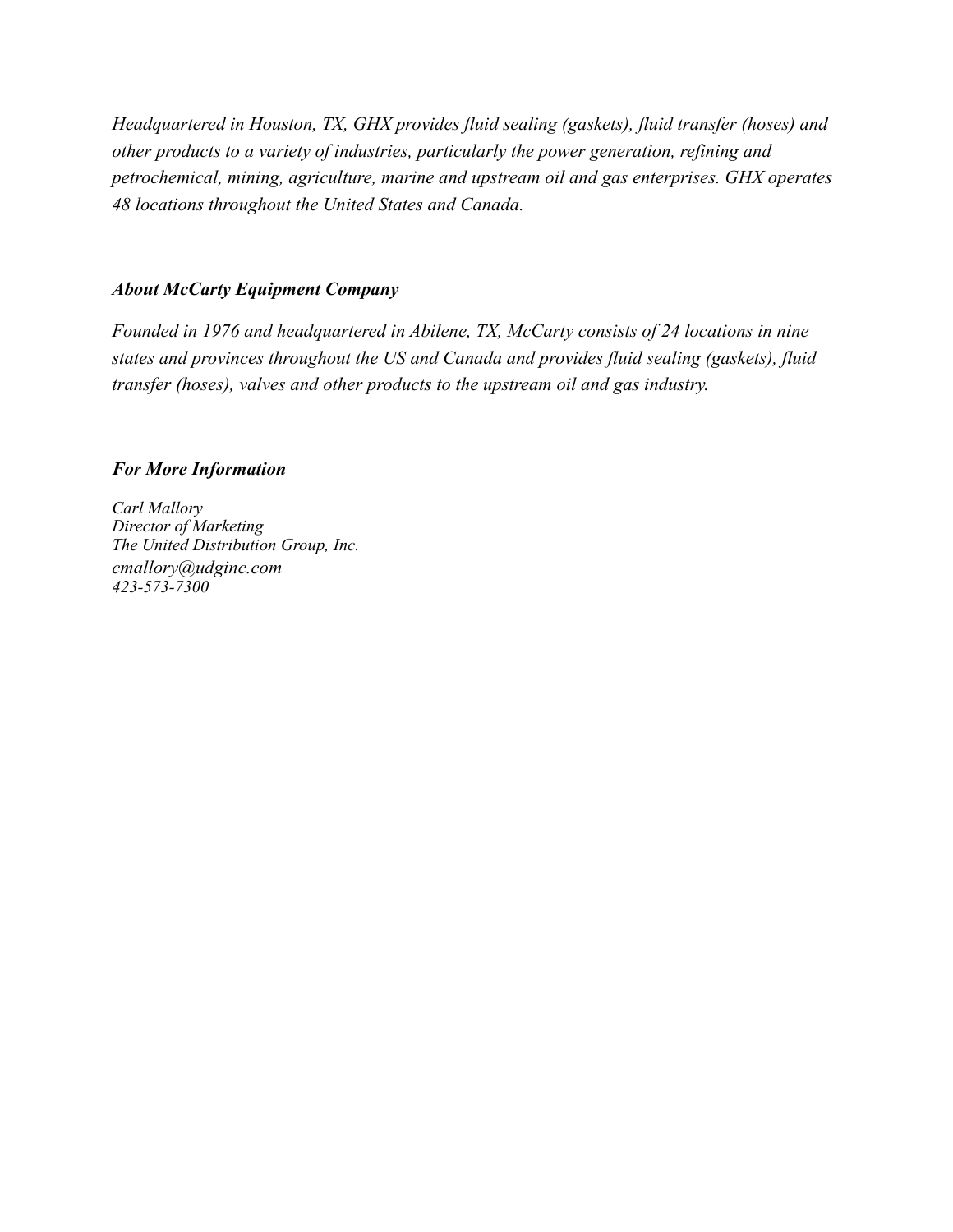*Headquartered in Houston, TX, GHX provides fluid sealing (gaskets), fluid transfer (hoses) and other products to a variety of industries, particularly the power generation, refining and petrochemical, mining, agriculture, marine and upstream oil and gas enterprises. GHX operates 48 locations throughout the United States and Canada.*

### *About McCarty Equipment Company*

*Founded in 1976 and headquartered in Abilene, TX, McCarty consists of 24 locations in nine states and provinces throughout the US and Canada and provides fluid sealing (gaskets), fluid transfer (hoses), valves and other products to the upstream oil and gas industry.*

### *For More Information*

*Carl Mallory*
*Director of Marketing*
*The United Distribution Group, Inc.*
*cmallory@udginc.com*
*423-573-7300*